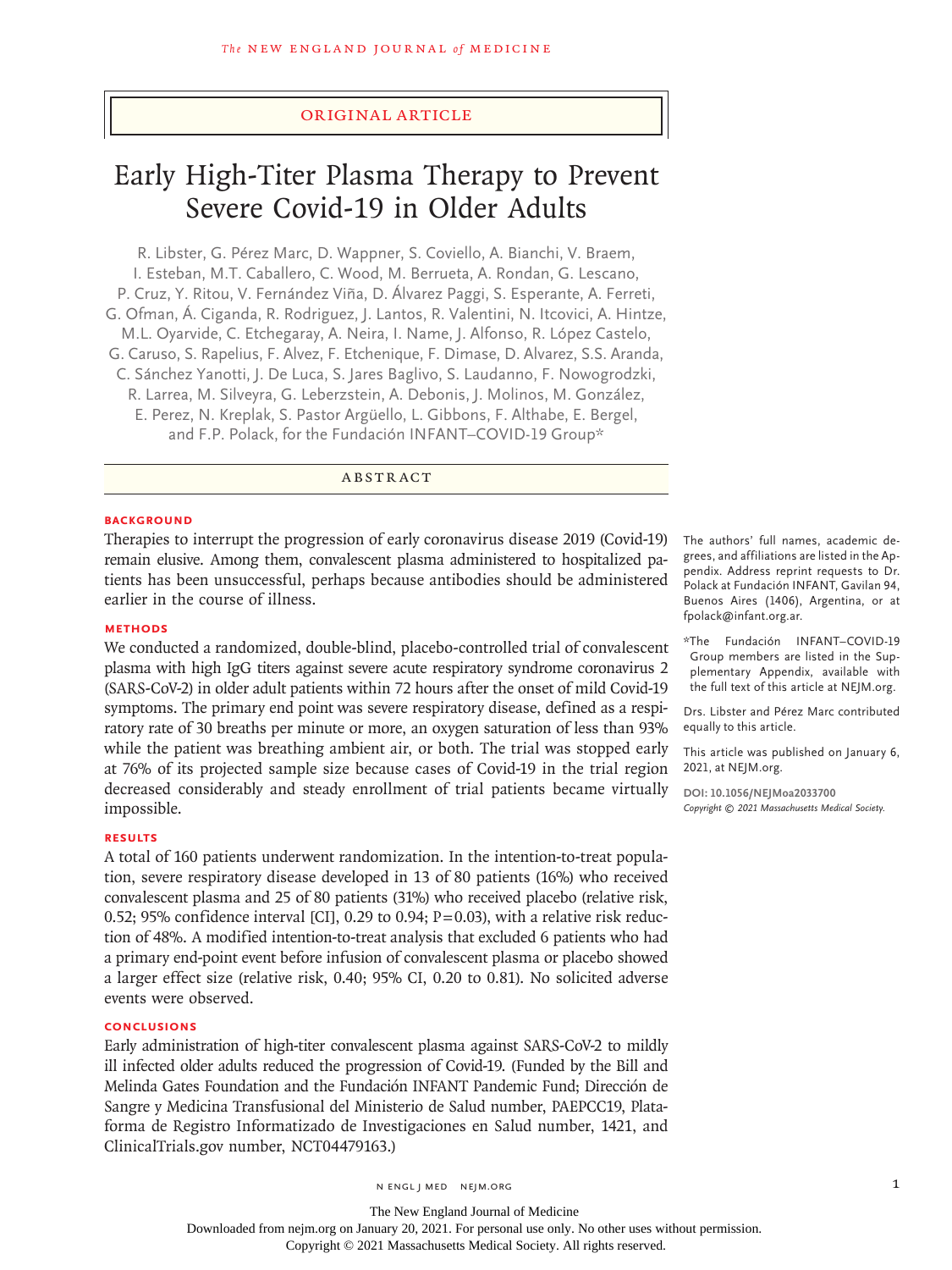Original Article

# Early High-Titer Plasma Therapy to Prevent Severe Covid-19 in Older Adults

R. Libster, G. Pérez Marc, D. Wappner, S. Coviello, A. Bianchi, V. Braem, I. Esteban, M.T. Caballero, C. Wood, M. Berrueta, A. Rondan, G. Lescano, P. Cruz, Y. Ritou, V. Fernández Viña, D. Álvarez Paggi, S. Esperante, A. Ferreti, G. Ofman, Á. Ciganda, R. Rodriguez, J. Lantos, R. Valentini, N. Itcovici, A. Hintze, M.L. Oyarvide, C. Etchegaray, A. Neira, I. Name, J. Alfonso, R. López Castelo, G. Caruso, S. Rapelius, F. Alvez, F. Etchenique, F. Dimase, D. Alvarez, S.S. Aranda, C. Sánchez Yanotti, J. De Luca, S. Jares Baglivo, S. Laudanno, F. Nowogrodzki, R. Larrea, M. Silveyra, G. Leberzstein, A. Debonis, J. Molinos, M. González, E. Perez, N. Kreplak, S. Pastor Argüello, L. Gibbons, F. Althabe, E. Bergel, and F.P. Polack, for the Fundación INFANT–COVID-19 Group*

## Abstract

### Background

Therapies to interrupt the progression of early coronavirus disease 2019 (Covid-19) remain elusive. Among them, convalescent plasma administered to hospitalized patients has been unsuccessful, perhaps because antibodies should be administered earlier in the course of illness.

### Methods

We conducted a randomized, double-blind, placebo-controlled trial of convalescent plasma with high IgG titers against severe acute respiratory syndrome coronavirus 2 (SARS-CoV-2) in older adult patients within 72 hours after the onset of mild Covid-19 symptoms. The primary end point was severe respiratory disease, defined as a respiratory rate of 30 breaths per minute or more, an oxygen saturation of less than 93% while the patient was breathing ambient air, or both. The trial was stopped early at 76% of its projected sample size because cases of Covid-19 in the trial region decreased considerably and steady enrollment of trial patients became virtually impossible.

### Results

A total of 160 patients underwent randomization. In the intention-to-treat population, severe respiratory disease developed in 13 of 80 patients (16%) who received convalescent plasma and 25 of 80 patients (31%) who received placebo (relative risk, 0.52; 95% confidence interval [CI], 0.29 to 0.94; P=0.03), with a relative risk reduction of 48%. A modified intention-to-treat analysis that excluded 6 patients who had a primary end-point event before infusion of convalescent plasma or placebo showed a larger effect size (relative risk, 0.40; 95% CI, 0.20 to 0.81). No solicited adverse events were observed.

### Conclusions

Early administration of high-titer convalescent plasma against SARS-CoV-2 to mildly ill infected older adults reduced the progression of Covid-19. (Funded by the Bill and Melinda Gates Foundation and the Fundación INFANT Pandemic Fund; Dirección de Sangre y Medicina Transfusional del Ministerio de Salud number, PAEPCC19, Plataforma de Registro Informatizado de Investigaciones en Salud number, 1421, and ClinicalTrials.gov number, NCT04479163.)

The authors' full names, academic degrees, and affiliations are listed in the Appendix. Address reprint requests to Dr. Polack at Fundación INFANT, Gavilan 94, Buenos Aires (1406), Argentina, or at fpolack@infant.org.ar.

*The Fundación INFANT–COVID-19 Group members are listed in the Supplementary Appendix, available with the full text of this article at NEJM.org.

Drs. Libster and Pérez Marc contributed equally to this article.

This article was published on January 6, 2021, at NEJM.org.

**DOI: 10.1056/NEJMoa2033700**
*Copyright © 2021 Massachusetts Medical Society.*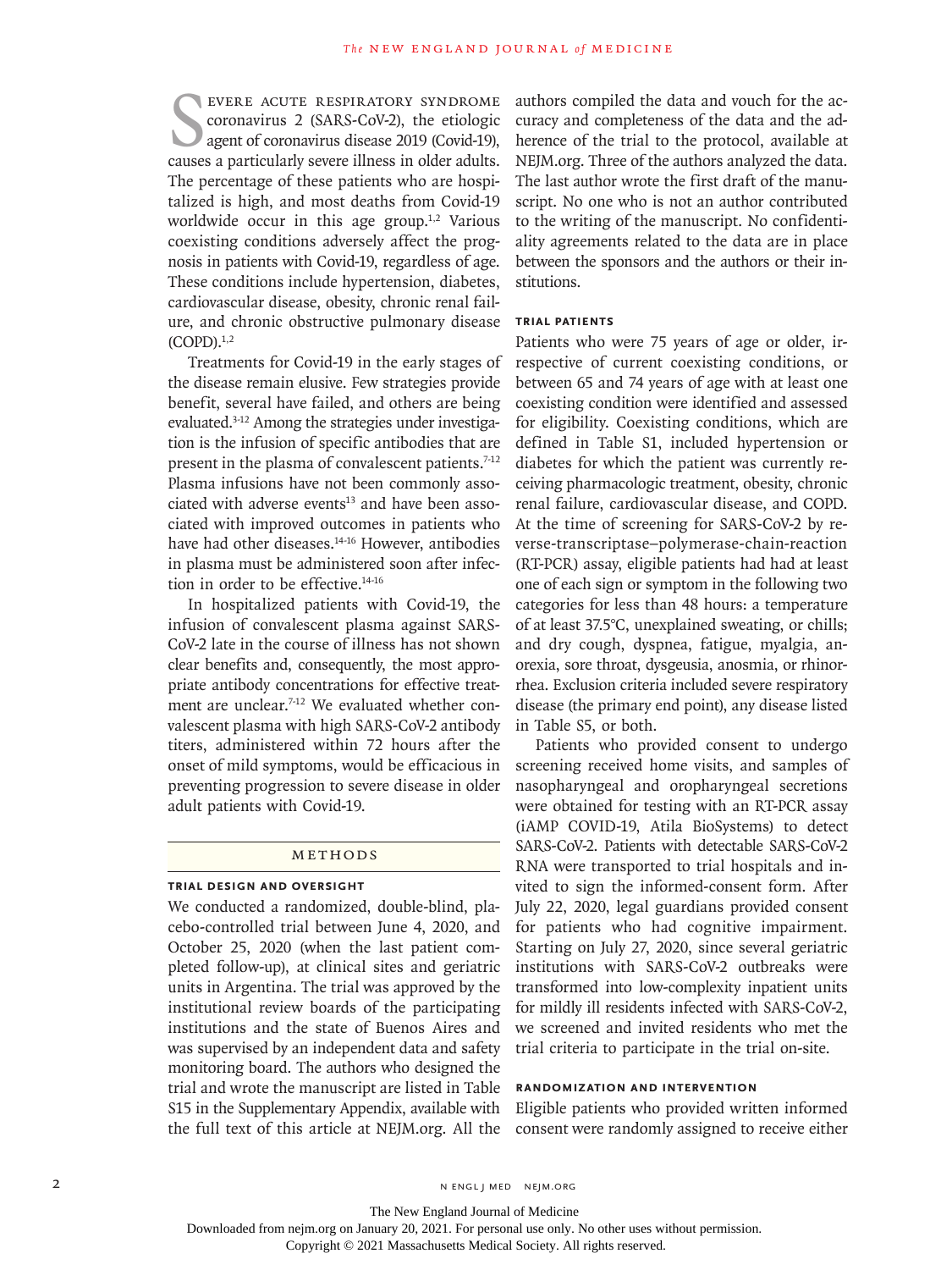Severe acute respiratory syndrome coronavirus 2 (SARS-CoV-2), the etiologic agent of coronavirus disease 2019 (Covid-19), causes a particularly severe illness in older adults. The percentage of these patients who are hospitalized is high, and most deaths from Covid-19 worldwide occur in this age group.[1,2] Various coexisting conditions adversely affect the prognosis in patients with Covid-19, regardless of age. These conditions include hypertension, diabetes, cardiovascular disease, obesity, chronic renal failure, and chronic obstructive pulmonary disease (COPD).[1,2]

Treatments for Covid-19 in the early stages of the disease remain elusive. Few strategies provide benefit, several have failed, and others are being evaluated.[3-12] Among the strategies under investigation is the infusion of specific antibodies that are present in the plasma of convalescent patients.[7-12] Plasma infusions have not been commonly associated with adverse events[13] and have been associated with improved outcomes in patients who have had other diseases.[14-16] However, antibodies in plasma must be administered soon after infection in order to be effective.[14-16]

In hospitalized patients with Covid-19, the infusion of convalescent plasma against SARS-CoV-2 late in the course of illness has not shown clear benefits and, consequently, the most appropriate antibody concentrations for effective treatment are unclear.[7-12] We evaluated whether convalescent plasma with high SARS-CoV-2 antibody titers, administered within 72 hours after the onset of mild symptoms, would be efficacious in preventing progression to severe disease in older adult patients with Covid-19.

## Methods

### Trial Design and Oversight

We conducted a randomized, double-blind, placebo-controlled trial between June 4, 2020, and October 25, 2020 (when the last patient completed follow-up), at clinical sites and geriatric units in Argentina. The trial was approved by the institutional review boards of the participating institutions and the state of Buenos Aires and was supervised by an independent data and safety monitoring board. The authors who designed the trial and wrote the manuscript are listed in Table S15 in the Supplementary Appendix, available with the full text of this article at NEJM.org. All the authors compiled the data and vouch for the accuracy and completeness of the data and the adherence of the trial to the protocol, available at NEJM.org. Three of the authors analyzed the data. The last author wrote the first draft of the manuscript. No one who is not an author contributed to the writing of the manuscript. No confidentiality agreements related to the data are in place between the sponsors and the authors or their institutions.

### Trial Patients

Patients who were 75 years of age or older, irrespective of current coexisting conditions, or between 65 and 74 years of age with at least one coexisting condition were identified and assessed for eligibility. Coexisting conditions, which are defined in Table S1, included hypertension or diabetes for which the patient was currently receiving pharmacologic treatment, obesity, chronic renal failure, cardiovascular disease, and COPD. At the time of screening for SARS-CoV-2 by reverse-transcriptase–polymerase-chain-reaction (RT-PCR) assay, eligible patients had had at least one of each sign or symptom in the following two categories for less than 48 hours: a temperature of at least 37.5°C, unexplained sweating, or chills; and dry cough, dyspnea, fatigue, myalgia, anorexia, sore throat, dysgeusia, anosmia, or rhinorrhea. Exclusion criteria included severe respiratory disease (the primary end point), any disease listed in Table S5, or both.

Patients who provided consent to undergo screening received home visits, and samples of nasopharyngeal and oropharyngeal secretions were obtained for testing with an RT-PCR assay (iAMP COVID-19, Atila BioSystems) to detect SARS-CoV-2. Patients with detectable SARS-CoV-2 RNA were transported to trial hospitals and invited to sign the informed-consent form. After July 22, 2020, legal guardians provided consent for patients who had cognitive impairment. Starting on July 27, 2020, since several geriatric institutions with SARS-CoV-2 outbreaks were transformed into low-complexity inpatient units for mildly ill residents infected with SARS-CoV-2, we screened and invited residents who met the trial criteria to participate in the trial on-site.

### Randomization and Intervention

Eligible patients who provided written informed consent were randomly assigned to receive either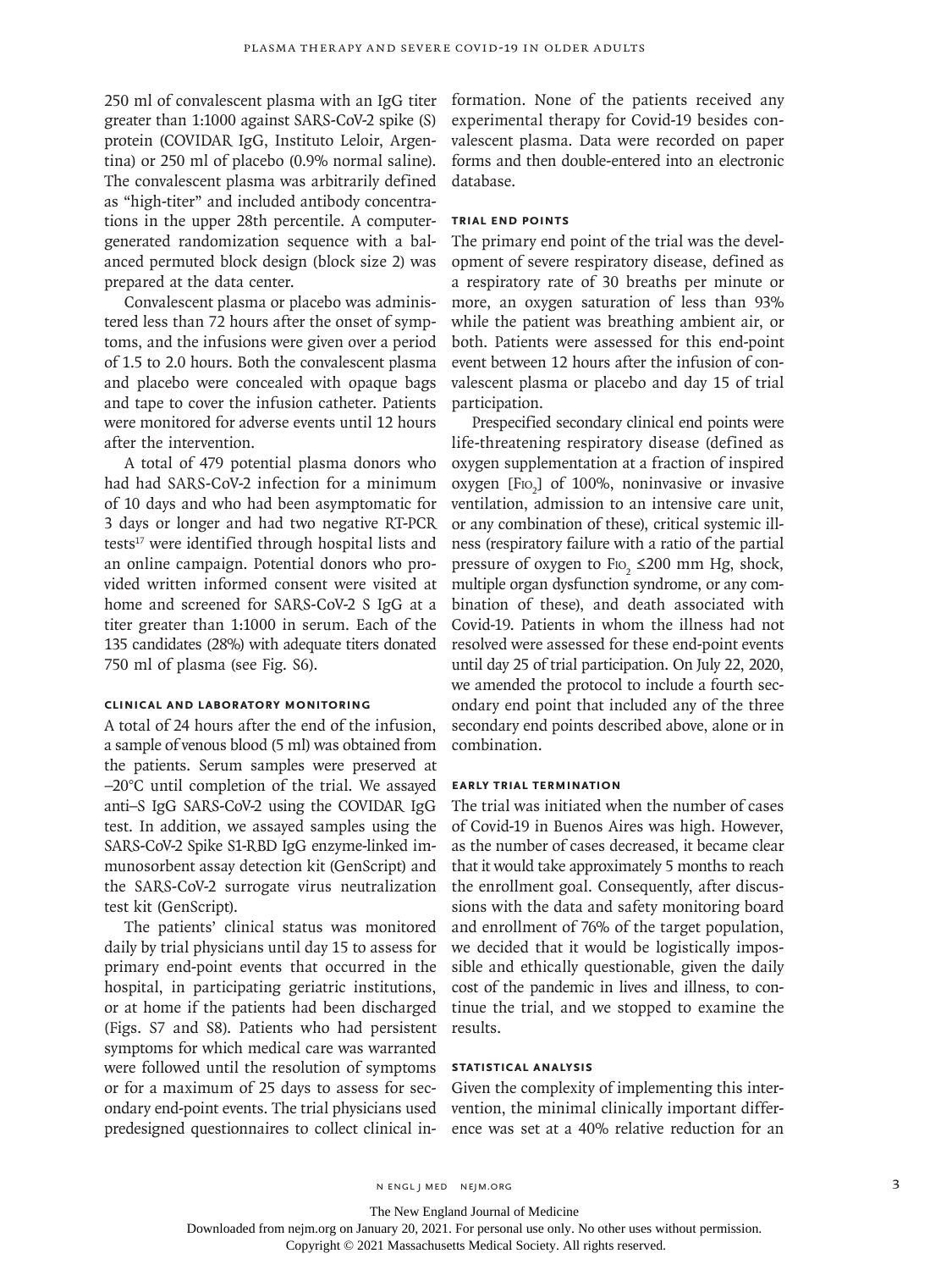250 ml of convalescent plasma with an IgG titer greater than 1:1000 against SARS-CoV-2 spike (S) protein (COVIDAR IgG, Instituto Leloir, Argentina) or 250 ml of placebo (0.9% normal saline). The convalescent plasma was arbitrarily defined as "high-titer" and included antibody concentrations in the upper 28th percentile. A computer-generated randomization sequence with a balanced permuted block design (block size 2) was prepared at the data center.

Convalescent plasma or placebo was administered less than 72 hours after the onset of symptoms, and the infusions were given over a period of 1.5 to 2.0 hours. Both the convalescent plasma and placebo were concealed with opaque bags and tape to cover the infusion catheter. Patients were monitored for adverse events until 12 hours after the intervention.

A total of 479 potential plasma donors who had had SARS-CoV-2 infection for a minimum of 10 days and who had been asymptomatic for 3 days or longer and had two negative RT-PCR tests[17] were identified through hospital lists and an online campaign. Potential donors who provided written informed consent were visited at home and screened for SARS-CoV-2 S IgG at a titer greater than 1:1000 in serum. Each of the 135 candidates (28%) with adequate titers donated 750 ml of plasma (see Fig. S6).

### Clinical and Laboratory Monitoring

A total of 24 hours after the end of the infusion, a sample of venous blood (5 ml) was obtained from the patients. Serum samples were preserved at −20°C until completion of the trial. We assayed anti–S IgG SARS-CoV-2 using the COVIDAR IgG test. In addition, we assayed samples using the SARS-CoV-2 Spike S1-RBD IgG enzyme-linked immunosorbent assay detection kit (GenScript) and the SARS-CoV-2 surrogate virus neutralization test kit (GenScript).

The patients' clinical status was monitored daily by trial physicians until day 15 to assess for primary end-point events that occurred in the hospital, in participating geriatric institutions, or at home if the patients had been discharged (Figs. S7 and S8). Patients who had persistent symptoms for which medical care was warranted were followed until the resolution of symptoms or for a maximum of 25 days to assess for secondary end-point events. The trial physicians used predesigned questionnaires to collect clinical information. None of the patients received any experimental therapy for Covid-19 besides convalescent plasma. Data were recorded on paper forms and then double-entered into an electronic database.

### Trial End Points

The primary end point of the trial was the development of severe respiratory disease, defined as a respiratory rate of 30 breaths per minute or more, an oxygen saturation of less than 93% while the patient was breathing ambient air, or both. Patients were assessed for this end-point event between 12 hours after the infusion of convalescent plasma or placebo and day 15 of trial participation.

Prespecified secondary clinical end points were life-threatening respiratory disease (defined as oxygen supplementation at a fraction of inspired oxygen [$FIO_2$] of 100%, noninvasive or invasive ventilation, admission to an intensive care unit, or any combination of these), critical systemic illness (respiratory failure with a ratio of the partial pressure of oxygen to $FIO_2$ ≤200 mm Hg, shock, multiple organ dysfunction syndrome, or any combination of these), and death associated with Covid-19. Patients in whom the illness had not resolved were assessed for these end-point events until day 25 of trial participation. On July 22, 2020, we amended the protocol to include a fourth secondary end point that included any of the three secondary end points described above, alone or in combination.

### Early Trial Termination

The trial was initiated when the number of cases of Covid-19 in Buenos Aires was high. However, as the number of cases decreased, it became clear that it would take approximately 5 months to reach the enrollment goal. Consequently, after discussions with the data and safety monitoring board and enrollment of 76% of the target population, we decided that it would be logistically impossible and ethically questionable, given the daily cost of the pandemic in lives and illness, to continue the trial, and we stopped to examine the results.

### Statistical Analysis

Given the complexity of implementing this intervention, the minimal clinically important difference was set at a 40% relative reduction for an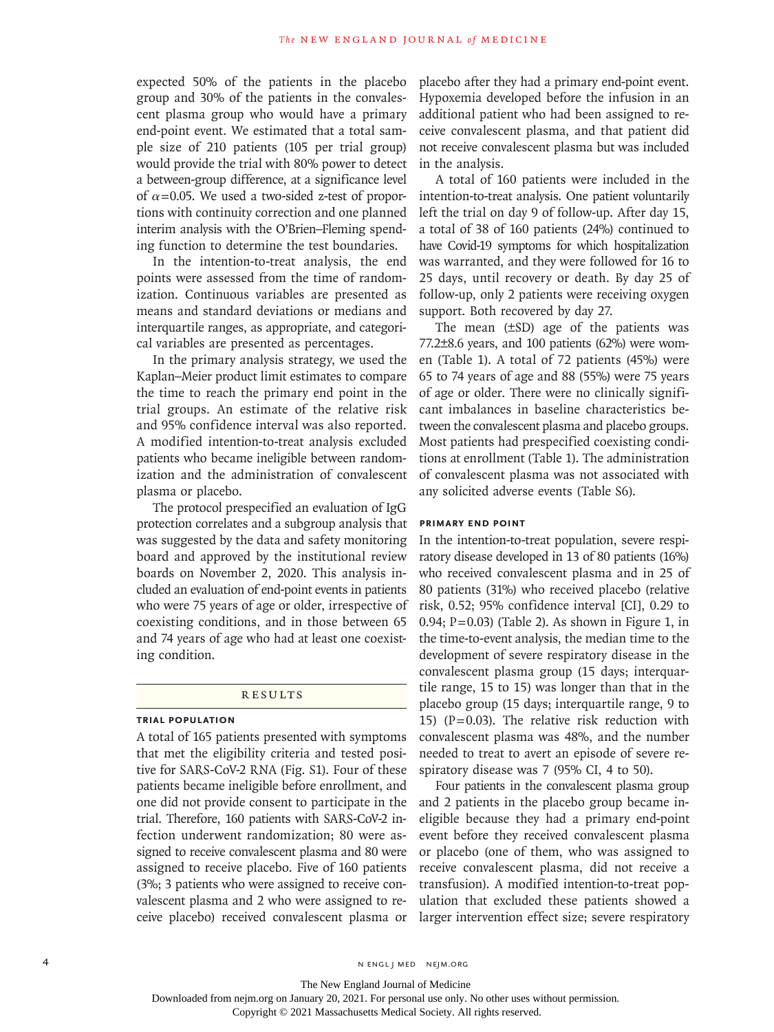expected 50% of the patients in the placebo group and 30% of the patients in the convalescent plasma group who would have a primary end-point event. We estimated that a total sample size of 210 patients (105 per trial group) would provide the trial with 80% power to detect a between-group difference, at a significance level of $\alpha$=0.05. We used a two-sided z-test of proportions with continuity correction and one planned interim analysis with the O'Brien–Fleming spending function to determine the test boundaries.

In the intention-to-treat analysis, the end points were assessed from the time of randomization. Continuous variables are presented as means and standard deviations or medians and interquartile ranges, as appropriate, and categorical variables are presented as percentages.

In the primary analysis strategy, we used the Kaplan–Meier product limit estimates to compare the time to reach the primary end point in the trial groups. An estimate of the relative risk and 95% confidence interval was also reported. A modified intention-to-treat analysis excluded patients who became ineligible between randomization and the administration of convalescent plasma or placebo.

The protocol prespecified an evaluation of IgG protection correlates and a subgroup analysis that was suggested by the data and safety monitoring board and approved by the institutional review boards on November 2, 2020. This analysis included an evaluation of end-point events in patients who were 75 years of age or older, irrespective of coexisting conditions, and in those between 65 and 74 years of age who had at least one coexisting condition.

## Results

### Trial Population

A total of 165 patients presented with symptoms that met the eligibility criteria and tested positive for SARS-CoV-2 RNA (Fig. S1). Four of these patients became ineligible before enrollment, and one did not provide consent to participate in the trial. Therefore, 160 patients with SARS-CoV-2 infection underwent randomization; 80 were assigned to receive convalescent plasma and 80 were assigned to receive placebo. Five of 160 patients (3%; 3 patients who were assigned to receive convalescent plasma and 2 who were assigned to receive placebo) received convalescent plasma or placebo after they had a primary end-point event. Hypoxemia developed before the infusion in an additional patient who had been assigned to receive convalescent plasma, and that patient did not receive convalescent plasma but was included in the analysis.

A total of 160 patients were included in the intention-to-treat analysis. One patient voluntarily left the trial on day 9 of follow-up. After day 15, a total of 38 of 160 patients (24%) continued to have Covid-19 symptoms for which hospitalization was warranted, and they were followed for 16 to 25 days, until recovery or death. By day 25 of follow-up, only 2 patients were receiving oxygen support. Both recovered by day 27.

The mean (±SD) age of the patients was 77.2±8.6 years, and 100 patients (62%) were women (Table 1). A total of 72 patients (45%) were 65 to 74 years of age and 88 (55%) were 75 years of age or older. There were no clinically significant imbalances in baseline characteristics between the convalescent plasma and placebo groups. Most patients had prespecified coexisting conditions at enrollment (Table 1). The administration of convalescent plasma was not associated with any solicited adverse events (Table S6).

### Primary End Point

In the intention-to-treat population, severe respiratory disease developed in 13 of 80 patients (16%) who received convalescent plasma and in 25 of 80 patients (31%) who received placebo (relative risk, 0.52; 95% confidence interval [CI], 0.29 to 0.94; P=0.03) (Table 2). As shown in Figure 1, in the time-to-event analysis, the median time to the development of severe respiratory disease in the convalescent plasma group (15 days; interquartile range, 15 to 15) was longer than that in the placebo group (15 days; interquartile range, 9 to 15) (P=0.03). The relative risk reduction with convalescent plasma was 48%, and the number needed to treat to avert an episode of severe respiratory disease was 7 (95% CI, 4 to 50).

Four patients in the convalescent plasma group and 2 patients in the placebo group became ineligible because they had a primary end-point event before they received convalescent plasma or placebo (one of them, who was assigned to receive convalescent plasma, did not receive a transfusion). A modified intention-to-treat population that excluded these patients showed a larger intervention effect size; severe respiratory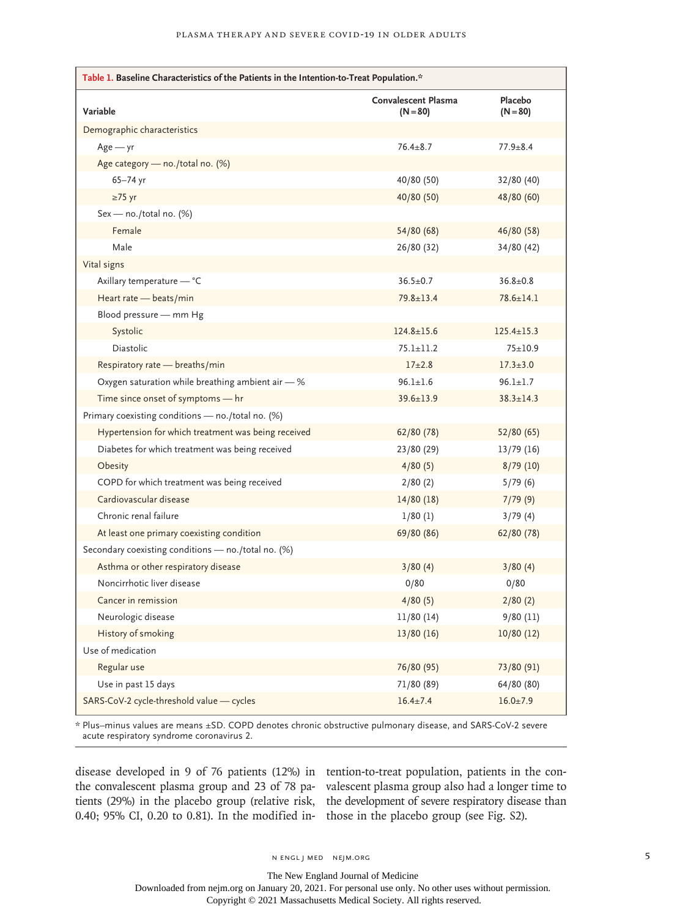**Table 1. Baseline Characteristics of the Patients in the Intention-to-Treat Population.***

| Variable | Convalescent Plasma (N=80) | Placebo (N=80) |
|---|---|---|
| Demographic characteristics | | |
| Age — yr | 76.4±8.7 | 77.9±8.4 |
| Age category — no./total no. (%) | | |
| 65–74 yr | 40/80 (50) | 32/80 (40) |
| ≥75 yr | 40/80 (50) | 48/80 (60) |
| Sex — no./total no. (%) | | |
| Female | 54/80 (68) | 46/80 (58) |
| Male | 26/80 (32) | 34/80 (42) |
| Vital signs | | |
| Axillary temperature — °C | 36.5±0.7 | 36.8±0.8 |
| Heart rate — beats/min | 79.8±13.4 | 78.6±14.1 |
| Blood pressure — mm Hg | | |
| Systolic | 124.8±15.6 | 125.4±15.3 |
| Diastolic | 75.1±11.2 | 75±10.9 |
| Respiratory rate — breaths/min | 17±2.8 | 17.3±3.0 |
| Oxygen saturation while breathing ambient air — % | 96.1±1.6 | 96.1±1.7 |
| Time since onset of symptoms — hr | 39.6±13.9 | 38.3±14.3 |
| Primary coexisting conditions — no./total no. (%) | | |
| Hypertension for which treatment was being received | 62/80 (78) | 52/80 (65) |
| Diabetes for which treatment was being received | 23/80 (29) | 13/79 (16) |
| Obesity | 4/80 (5) | 8/79 (10) |
| COPD for which treatment was being received | 2/80 (2) | 5/79 (6) |
| Cardiovascular disease | 14/80 (18) | 7/79 (9) |
| Chronic renal failure | 1/80 (1) | 3/79 (4) |
| At least one primary coexisting condition | 69/80 (86) | 62/80 (78) |
| Secondary coexisting conditions — no./total no. (%) | | |
| Asthma or other respiratory disease | 3/80 (4) | 3/80 (4) |
| Noncirrhotic liver disease | 0/80 | 0/80 |
| Cancer in remission | 4/80 (5) | 2/80 (2) |
| Neurologic disease | 11/80 (14) | 9/80 (11) |
| History of smoking | 13/80 (16) | 10/80 (12) |
| Use of medication | | |
| Regular use | 76/80 (95) | 73/80 (91) |
| Use in past 15 days | 71/80 (89) | 64/80 (80) |
| SARS-CoV-2 cycle-threshold value — cycles | 16.4±7.4 | 16.0±7.9 |

\* Plus–minus values are means ±SD. COPD denotes chronic obstructive pulmonary disease, and SARS-CoV-2 severe acute respiratory syndrome coronavirus 2.

disease developed in 9 of 76 patients (12%) in the convalescent plasma group and 23 of 78 patients (29%) in the placebo group (relative risk, 0.40; 95% CI, 0.20 to 0.81). In the modified intention-to-treat population, patients in the convalescent plasma group also had a longer time to the development of severe respiratory disease than those in the placebo group (see Fig. S2).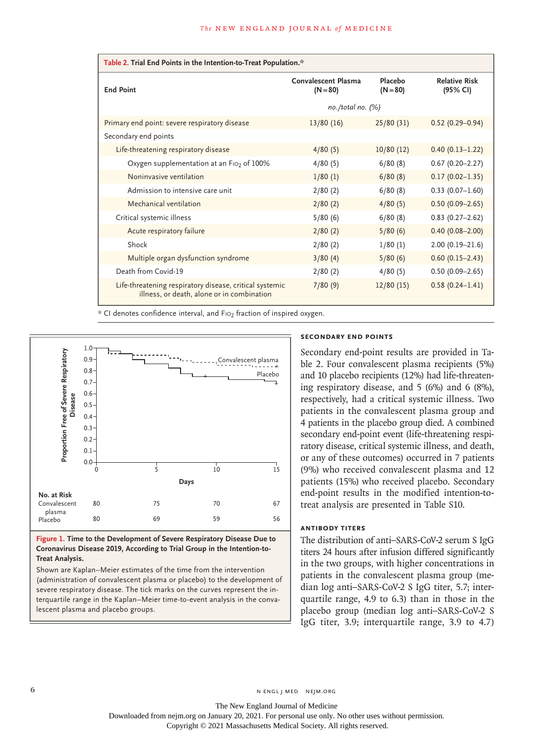**Table 2. Trial End Points in the Intention-to-Treat Population.***

| End Point | Convalescent Plasma (N=80) | Placebo (N=80) | Relative Risk (95% CI) |
|---|---|---|---|
| | *no./total no. (%)* | | |
| Primary end point: severe respiratory disease | 13/80 (16) | 25/80 (31) | 0.52 (0.29–0.94) |
| Secondary end points | | | |
| Life-threatening respiratory disease | 4/80 (5) | 10/80 (12) | 0.40 (0.13–1.22) |
| Oxygen supplementation at an $F_{IO_2}$ of 100% | 4/80 (5) | 6/80 (8) | 0.67 (0.20–2.27) |
| Noninvasive ventilation | 1/80 (1) | 6/80 (8) | 0.17 (0.02–1.35) |
| Admission to intensive care unit | 2/80 (2) | 6/80 (8) | 0.33 (0.07–1.60) |
| Mechanical ventilation | 2/80 (2) | 4/80 (5) | 0.50 (0.09–2.65) |
| Critical systemic illness | 5/80 (6) | 6/80 (8) | 0.83 (0.27–2.62) |
| Acute respiratory failure | 2/80 (2) | 5/80 (6) | 0.40 (0.08–2.00) |
| Shock | 2/80 (2) | 1/80 (1) | 2.00 (0.19–21.6) |
| Multiple organ dysfunction syndrome | 3/80 (4) | 5/80 (6) | 0.60 (0.15–2.43) |
| Death from Covid-19 | 2/80 (2) | 4/80 (5) | 0.50 (0.09–2.65) |
| Life-threatening respiratory disease, critical systemic illness, or death, alone or in combination | 7/80 (9) | 12/80 (15) | 0.58 (0.24–1.41) |

\* CI denotes confidence interval, and $F_{IO_2}$ fraction of inspired oxygen.

**Figure 1. Time to the Development of Severe Respiratory Disease Due to Coronavirus Disease 2019, According to Trial Group in the Intention-to-Treat Analysis.**

Shown are Kaplan–Meier estimates of the time from the intervention (administration of convalescent plasma or placebo) to the development of severe respiratory disease. The tick marks on the curves represent the interquartile range in the Kaplan–Meier time-to-event analysis in the convalescent plasma and placebo groups.

#### SECONDARY END POINTS

Secondary end-point results are provided in Table 2. Four convalescent plasma recipients (5%) and 10 placebo recipients (12%) had life-threatening respiratory disease, and 5 (6%) and 6 (8%), respectively, had a critical systemic illness. Two patients in the convalescent plasma group and 4 patients in the placebo group died. A combined secondary end-point event (life-threatening respiratory disease, critical systemic illness, and death, or any of these outcomes) occurred in 7 patients (9%) who received convalescent plasma and 12 patients (15%) who received placebo. Secondary end-point results in the modified intention-to-treat analysis are presented in Table S10.

#### ANTIBODY TITERS

The distribution of anti–SARS-CoV-2 serum S IgG titers 24 hours after infusion differed significantly in the two groups, with higher concentrations in patients in the convalescent plasma group (median log anti–SARS-CoV-2 S IgG titer, 5.7; interquartile range, 4.9 to 6.3) than in those in the placebo group (median log anti–SARS-CoV-2 S IgG titer, 3.9; interquartile range, 3.9 to 4.7)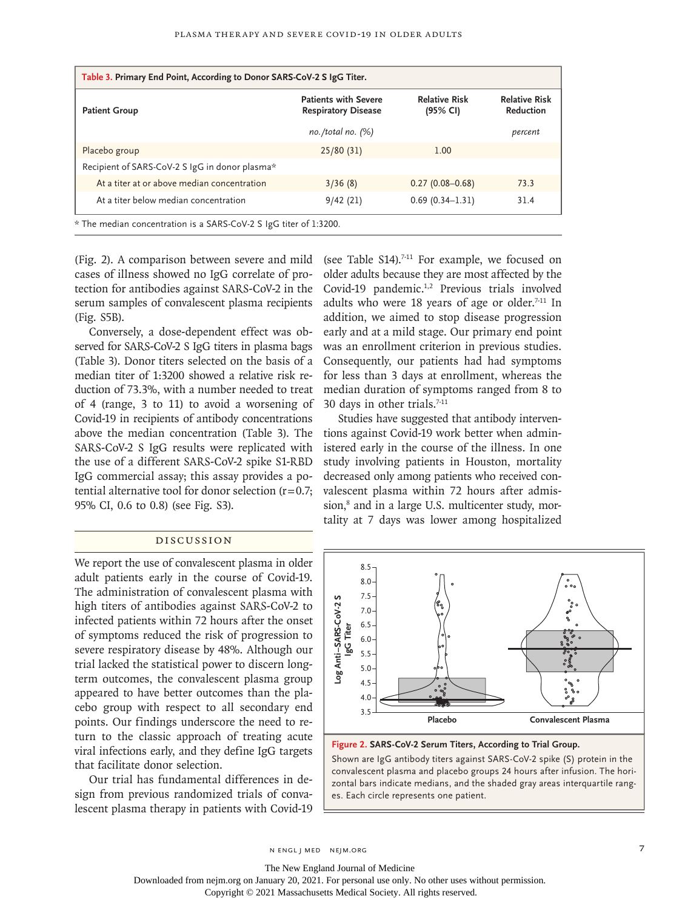**Table 3. Primary End Point, According to Donor SARS-CoV-2 S IgG Titer.**

| Patient Group | Patients with Severe Respiratory Disease | Relative Risk (95% CI) | Relative Risk Reduction |
|---|---|---|---|
| | *no./total no. (%)* | | *percent* |
| Placebo group | 25/80 (31) | 1.00 | |
| Recipient of SARS-CoV-2 S IgG in donor plasma* | | | |
| At a titer at or above median concentration | 3/36 (8) | 0.27 (0.08–0.68) | 73.3 |
| At a titer below median concentration | 9/42 (21) | 0.69 (0.34–1.31) | 31.4 |

\* The median concentration is a SARS-CoV-2 S IgG titer of 1:3200.

(Fig. 2). A comparison between severe and mild cases of illness showed no IgG correlate of protection for antibodies against SARS-CoV-2 in the serum samples of convalescent plasma recipients (Fig. S5B).

Conversely, a dose-dependent effect was observed for SARS-CoV-2 S IgG titers in plasma bags (Table 3). Donor titers selected on the basis of a median titer of 1:3200 showed a relative risk reduction of 73.3%, with a number needed to treat of 4 (range, 3 to 11) to avoid a worsening of Covid-19 in recipients of antibody concentrations above the median concentration (Table 3). The SARS-CoV-2 S IgG results were replicated with the use of a different SARS-CoV-2 spike S1-RBD IgG commercial assay; this assay provides a potential alternative tool for donor selection (r=0.7; 95% CI, 0.6 to 0.8) (see Fig. S3).

## Discussion

We report the use of convalescent plasma in older adult patients early in the course of Covid-19. The administration of convalescent plasma with high titers of antibodies against SARS-CoV-2 to infected patients within 72 hours after the onset of symptoms reduced the risk of progression to severe respiratory disease by 48%. Although our trial lacked the statistical power to discern long-term outcomes, the convalescent plasma group appeared to have better outcomes than the placebo group with respect to all secondary end points. Our findings underscore the need to return to the classic approach of treating acute viral infections early, and they define IgG targets that facilitate donor selection.

Our trial has fundamental differences in design from previous randomized trials of convalescent plasma therapy in patients with Covid-19 (see Table S14).[7-11] For example, we focused on older adults because they are most affected by the Covid-19 pandemic.[1,2] Previous trials involved adults who were 18 years of age or older.[7-11] In addition, we aimed to stop disease progression early and at a mild stage. Our primary end point was an enrollment criterion in previous studies. Consequently, our patients had had symptoms for less than 3 days at enrollment, whereas the median duration of symptoms ranged from 8 to 30 days in other trials.[7-11]

Studies have suggested that antibody interventions against Covid-19 work better when administered early in the course of the illness. In one study involving patients in Houston, mortality decreased only among patients who received convalescent plasma within 72 hours after admission,[8] and in a large U.S. multicenter study, mortality at 7 days was lower among hospitalized

**Figure 2. SARS-CoV-2 Serum Titers, According to Trial Group.**

Shown are IgG antibody titers against SARS-CoV-2 spike (S) protein in the convalescent plasma and placebo groups 24 hours after infusion. The horizontal bars indicate medians, and the shaded gray areas interquartile ranges. Each circle represents one patient.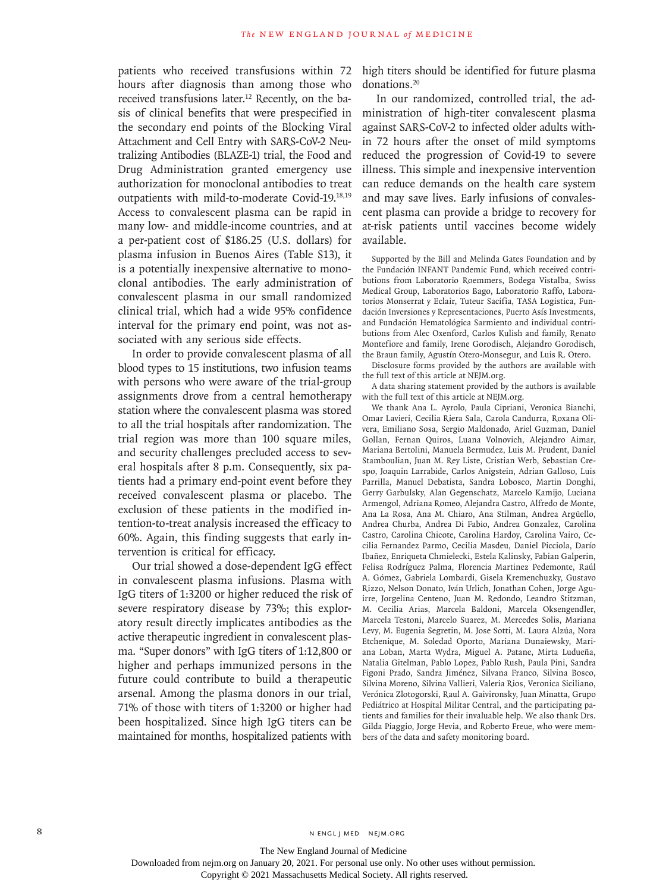patients who received transfusions within 72 hours after diagnosis than among those who received transfusions later.[12] Recently, on the basis of clinical benefits that were prespecified in the secondary end points of the Blocking Viral Attachment and Cell Entry with SARS-CoV-2 Neutralizing Antibodies (BLAZE-1) trial, the Food and Drug Administration granted emergency use authorization for monoclonal antibodies to treat outpatients with mild-to-moderate Covid-19.[18,19] Access to convalescent plasma can be rapid in many low- and middle-income countries, and at a per-patient cost of $186.25 (U.S. dollars) for plasma infusion in Buenos Aires (Table S13), it is a potentially inexpensive alternative to monoclonal antibodies. The early administration of convalescent plasma in our small randomized clinical trial, which had a wide 95% confidence interval for the primary end point, was not associated with any serious side effects.

In order to provide convalescent plasma of all blood types to 15 institutions, two infusion teams with persons who were aware of the trial-group assignments drove from a central hemotherapy station where the convalescent plasma was stored to all the trial hospitals after randomization. The trial region was more than 100 square miles, and security challenges precluded access to several hospitals after 8 p.m. Consequently, six patients had a primary end-point event before they received convalescent plasma or placebo. The exclusion of these patients in the modified intention-to-treat analysis increased the efficacy to 60%. Again, this finding suggests that early intervention is critical for efficacy.

Our trial showed a dose-dependent IgG effect in convalescent plasma infusions. Plasma with IgG titers of 1:3200 or higher reduced the risk of severe respiratory disease by 73%; this exploratory result directly implicates antibodies as the active therapeutic ingredient in convalescent plasma. "Super donors" with IgG titers of 1:12,800 or higher and perhaps immunized persons in the future could contribute to build a therapeutic arsenal. Among the plasma donors in our trial, 71% of those with titers of 1:3200 or higher had been hospitalized. Since high IgG titers can be maintained for months, hospitalized patients with high titers should be identified for future plasma donations.[20]

In our randomized, controlled trial, the administration of high-titer convalescent plasma against SARS-CoV-2 to infected older adults within 72 hours after the onset of mild symptoms reduced the progression of Covid-19 to severe illness. This simple and inexpensive intervention can reduce demands on the health care system and may save lives. Early infusions of convalescent plasma can provide a bridge to recovery for at-risk patients until vaccines become widely available.

Supported by the Bill and Melinda Gates Foundation and by the Fundación INFANT Pandemic Fund, which received contributions from Laboratorio Roemmers, Bodega Vistalba, Swiss Medical Group, Laboratorios Bago, Laboratorio Raffo, Laboratorios Monserrat y Eclair, Tuteur Sacifia, TASA Logistica, Fundación Inversiones y Representaciones, Puerto Asís Investments, and Fundación Hematológica Sarmiento and individual contributions from Alec Oxenford, Carlos Kulish and family, Renato Montefiore and family, Irene Gorodisch, Alejandro Gorodisch, the Braun family, Agustín Otero-Monsegur, and Luis R. Otero.

Disclosure forms provided by the authors are available with the full text of this article at NEJM.org.

A data sharing statement provided by the authors is available with the full text of this article at NEJM.org.

We thank Ana L. Ayrolo, Paula Cipriani, Veronica Bianchi, Omar Lavieri, Cecilia Riera Sala, Carola Candurra, Roxana Olivera, Emiliano Sosa, Sergio Maldonado, Ariel Guzman, Daniel Gollan, Fernan Quiros, Luana Volnovich, Alejandro Aimar, Mariana Bertolini, Manuela Bermudez, Luis M. Prudent, Daniel Stamboulian, Juan M. Rey Liste, Cristian Werb, Sebastian Crespo, Joaquin Larrabide, Carlos Anigstein, Adrian Galloso, Luis Parrilla, Manuel Debatista, Sandra Lobosco, Martin Donghi, Gerry Garbulsky, Alan Gegenschatz, Marcelo Kamijo, Luciana Armengol, Adriana Romeo, Alejandra Castro, Alfredo de Monte, Ana La Rosa, Ana M. Chiaro, Ana Stilman, Andrea Argüello, Andrea Churba, Andrea Di Fabio, Andrea Gonzalez, Carolina Castro, Carolina Chicote, Carolina Hardoy, Carolina Vairo, Cecilia Fernandez Parmo, Cecilia Masdeu, Daniel Picciola, Darío Ibañez, Enriqueta Chmielecki, Estela Kalinsky, Fabian Galperin, Felisa Rodríguez Palma, Florencia Martinez Pedemonte, Raúl A. Gómez, Gabriela Lombardi, Gisela Kremenchuzky, Gustavo Rizzo, Nelson Donato, Iván Urlich, Jonathan Cohen, Jorge Aguirre, Jorgelina Centeno, Juan M. Redondo, Leandro Stitzman, M. Cecilia Arias, Marcela Baldoni, Marcela Oksengendler, Marcela Testoni, Marcelo Suarez, M. Mercedes Solis, Mariana Levy, M. Eugenia Segretin, M. Jose Sotti, M. Laura Alzúa, Nora Etchenique, M. Soledad Oporto, Mariana Dunaiewsky, Mariana Loban, Marta Wydra, Miguel A. Patane, Mirta Ludueña, Natalia Gitelman, Pablo Lopez, Pablo Rush, Paula Pini, Sandra Figoni Prado, Sandra Jiménez, Silvana Franco, Silvina Bosco, Silvina Moreno, Silvina Vallieri, Valeria Rios, Veronica Siciliano, Verónica Zlotogorski, Raul A. Gaivironsky, Juan Minatta, Grupo Pediátrico at Hospital Militar Central, and the participating patients and families for their invaluable help. We also thank Drs. Gilda Piaggio, Jorge Hevia, and Roberto Freue, who were members of the data and safety monitoring board.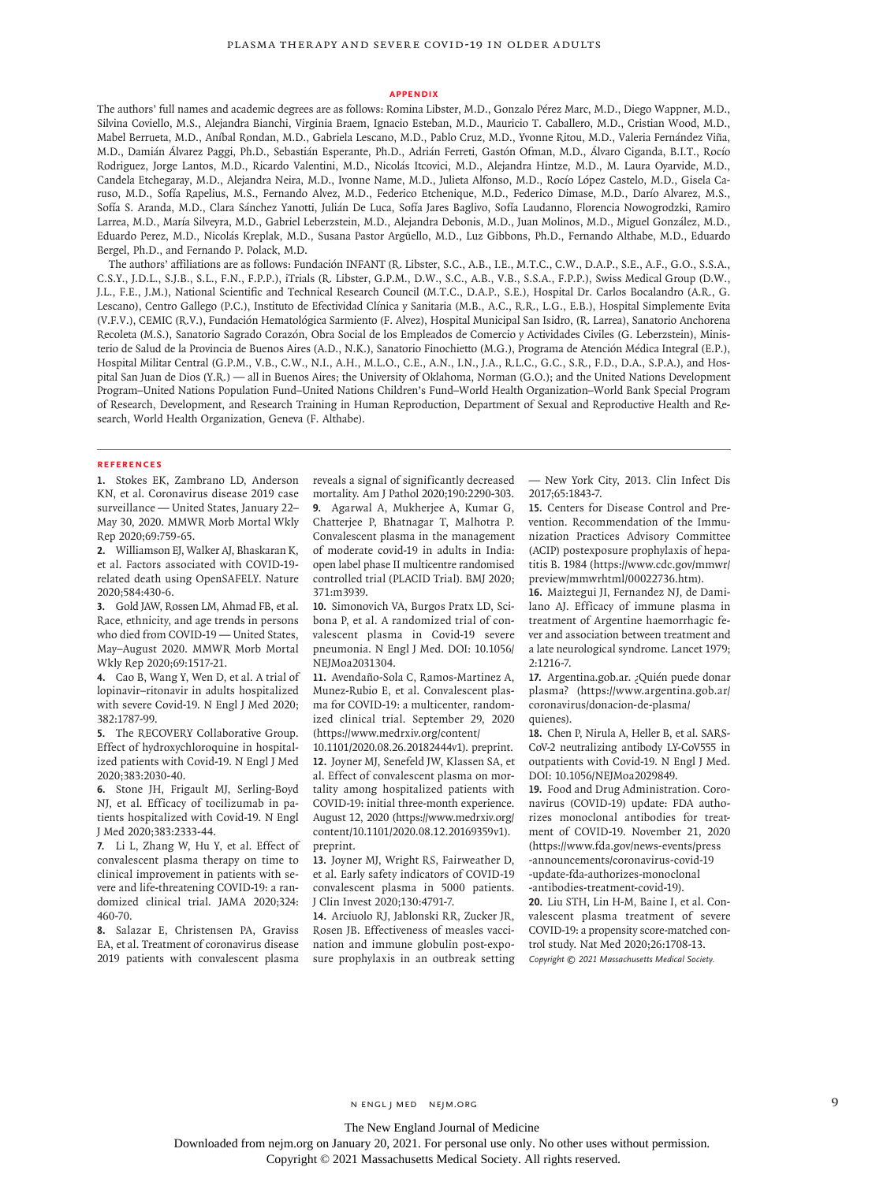## APPENDIX

The authors' full names and academic degrees are as follows: Romina Libster, M.D., Gonzalo Pérez Marc, M.D., Diego Wappner, M.D., Silvina Coviello, M.S., Alejandra Bianchi, Virginia Braem, Ignacio Esteban, M.D., Mauricio T. Caballero, M.D., Cristian Wood, M.D., Mabel Berrueta, M.D., Aníbal Rondan, M.D., Gabriela Lescano, M.D., Pablo Cruz, M.D., Yvonne Ritou, M.D., Valeria Fernández Viña, M.D., Damián Álvarez Paggi, Ph.D., Sebastián Esperante, Ph.D., Adrián Ferreti, Gastón Ofman, M.D., Álvaro Ciganda, B.I.T., Rocío Rodriguez, Jorge Lantos, M.D., Ricardo Valentini, M.D., Nicolás Itcovici, M.D., Alejandra Hintze, M.D., M. Laura Oyarvide, M.D., Candela Etchegaray, M.D., Alejandra Neira, M.D., Ivonne Name, M.D., Julieta Alfonso, M.D., Rocío López Castelo, M.D., Gisela Caruso, M.D., Sofía Rapelius, M.S., Fernando Alvez, M.D., Federico Etchenique, M.D., Federico Dimase, M.D., Darío Alvarez, M.S., Sofía S. Aranda, M.D., Clara Sánchez Yanotti, Julián De Luca, Sofía Jares Baglivo, Sofía Laudanno, Florencia Nowogrodzki, Ramiro Larrea, M.D., María Silveyra, M.D., Gabriel Leberzstein, M.D., Alejandra Debonis, M.D., Juan Molinos, M.D., Miguel González, M.D., Eduardo Perez, M.D., Nicolás Kreplak, M.D., Susana Pastor Argüello, M.D., Luz Gibbons, Ph.D., Fernando Althabe, M.D., Eduardo Bergel, Ph.D., and Fernando P. Polack, M.D.

The authors' affiliations are as follows: Fundación INFANT (R. Libster, S.C., A.B., I.E., M.T.C., C.W., D.A.P., S.E., A.F., G.O., S.S.A., C.S.Y., J.D.L., S.J.B., S.L., F.N., F.P.P.), iTrials (R. Libster, G.P.M., D.W., S.C., A.B., V.B., S.S.A., F.P.P.), Swiss Medical Group (D.W., J.L., F.E., J.M.), National Scientific and Technical Research Council (M.T.C., D.A.P., S.E.), Hospital Dr. Carlos Bocalandro (A.R., G. Lescano), Centro Gallego (P.C.), Instituto de Efectividad Clínica y Sanitaria (M.B., A.C., R.R., L.G., E.B.), Hospital Simplemente Evita (V.F.V.), CEMIC (R.V.), Fundación Hematológica Sarmiento (F. Alvez), Hospital Municipal San Isidro, (R. Larrea), Sanatorio Anchorena Recoleta (M.S.), Sanatorio Sagrado Corazón, Obra Social de los Empleados de Comercio y Actividades Civiles (G. Leberzstein), Ministerio de Salud de la Provincia de Buenos Aires (A.D., N.K.), Sanatorio Finochietto (M.G.), Programa de Atención Médica Integral (E.P.), Hospital Militar Central (G.P.M., V.B., C.W., N.I., A.H., M.L.O., C.E., A.N., I.N., J.A., R.L.C., G.C., S.R., F.D., D.A., S.P.A.), and Hospital San Juan de Dios (Y.R.) — all in Buenos Aires; the University of Oklahoma, Norman (G.O.); and the United Nations Development Program–United Nations Population Fund–United Nations Children's Fund–World Health Organization–World Bank Special Program of Research, Development, and Research Training in Human Reproduction, Department of Sexual and Reproductive Health and Research, World Health Organization, Geneva (F. Althabe).

## REFERENCES

1. Stokes EK, Zambrano LD, Anderson KN, et al. Coronavirus disease 2019 case surveillance — United States, January 22–May 30, 2020. MMWR Morb Mortal Wkly Rep 2020;69:759-65.
2. Williamson EJ, Walker AJ, Bhaskaran K, et al. Factors associated with COVID-19-related death using OpenSAFELY. Nature 2020;584:430-6.
3. Gold JAW, Rossen LM, Ahmad FB, et al. Race, ethnicity, and age trends in persons who died from COVID-19 — United States, May–August 2020. MMWR Morb Mortal Wkly Rep 2020;69:1517-21.
4. Cao B, Wang Y, Wen D, et al. A trial of lopinavir–ritonavir in adults hospitalized with severe Covid-19. N Engl J Med 2020;382:1787-99.
5. The RECOVERY Collaborative Group. Effect of hydroxychloroquine in hospitalized patients with Covid-19. N Engl J Med 2020;383:2030-40.
6. Stone JH, Frigault MJ, Serling-Boyd NJ, et al. Efficacy of tocilizumab in patients hospitalized with Covid-19. N Engl J Med 2020;383:2333-44.
7. Li L, Zhang W, Hu Y, et al. Effect of convalescent plasma therapy on time to clinical improvement in patients with severe and life-threatening COVID-19: a randomized clinical trial. JAMA 2020;324:460-70.
8. Salazar E, Christensen PA, Graviss EA, et al. Treatment of coronavirus disease 2019 patients with convalescent plasma reveals a signal of significantly decreased mortality. Am J Pathol 2020;190:2290-303.
9. Agarwal A, Mukherjee A, Kumar G, Chatterjee P, Bhatnagar T, Malhotra P. Convalescent plasma in the management of moderate covid-19 in adults in India: open label phase II multicentre randomised controlled trial (PLACID Trial). BMJ 2020;371:m3939.
10. Simonovich VA, Burgos Pratx LD, Scibona P, et al. A randomized trial of convalescent plasma in Covid-19 severe pneumonia. N Engl J Med. DOI: 10.1056/NEJMoa2031304.
11. Avendaño-Sola C, Ramos-Martinez A, Munez-Rubio E, et al. Convalescent plasma for COVID-19: a multicenter, randomized clinical trial. September 29, 2020 (https://www.medrxiv.org/content/10.1101/2020.08.26.20182444v1). preprint.
12. Joyner MJ, Senefeld JW, Klassen SA, et al. Effect of convalescent plasma on mortality among hospitalized patients with COVID-19: initial three-month experience. August 12, 2020 (https://www.medrxiv.org/content/10.1101/2020.08.12.20169359v1). preprint.
13. Joyner MJ, Wright RS, Fairweather D, et al. Early safety indicators of COVID-19 convalescent plasma in 5000 patients. J Clin Invest 2020;130:4791-7.
14. Arciuolo RJ, Jablonski RR, Zucker JR, Rosen JB. Effectiveness of measles vaccination and immune globulin post-exposure prophylaxis in an outbreak setting — New York City, 2013. Clin Infect Dis 2017;65:1843-7.
15. Centers for Disease Control and Prevention. Recommendation of the Immunization Practices Advisory Committee (ACIP) postexposure prophylaxis of hepatitis B. 1984 (https://www.cdc.gov/mmwr/preview/mmwrhtml/00022736.htm).
16. Maiztegui JI, Fernandez NJ, de Damilano AJ. Efficacy of immune plasma in treatment of Argentine haemorrhagic fever and association between treatment and a late neurological syndrome. Lancet 1979;2:1216-7.
17. Argentina.gob.ar. ¿Quién puede donar plasma? (https://www.argentina.gob.ar/coronavirus/donacion-de-plasma/quienes).
18. Chen P, Nirula A, Heller B, et al. SARS-CoV-2 neutralizing antibody LY-CoV555 in outpatients with Covid-19. N Engl J Med. DOI: 10.1056/NEJMoa2029849.
19. Food and Drug Administration. Coronavirus (COVID-19) update: FDA authorizes monoclonal antibodies for treatment of COVID-19. November 21, 2020 (https://www.fda.gov/news-events/press-announcements/coronavirus-covid-19-update-fda-authorizes-monoclonal-antibodies-treatment-covid-19).
20. Liu STH, Lin H-M, Baine I, et al. Convalescent plasma treatment of severe COVID-19: a propensity score-matched control study. Nat Med 2020;26:1708-13.

*Copyright © 2021 Massachusetts Medical Society.*